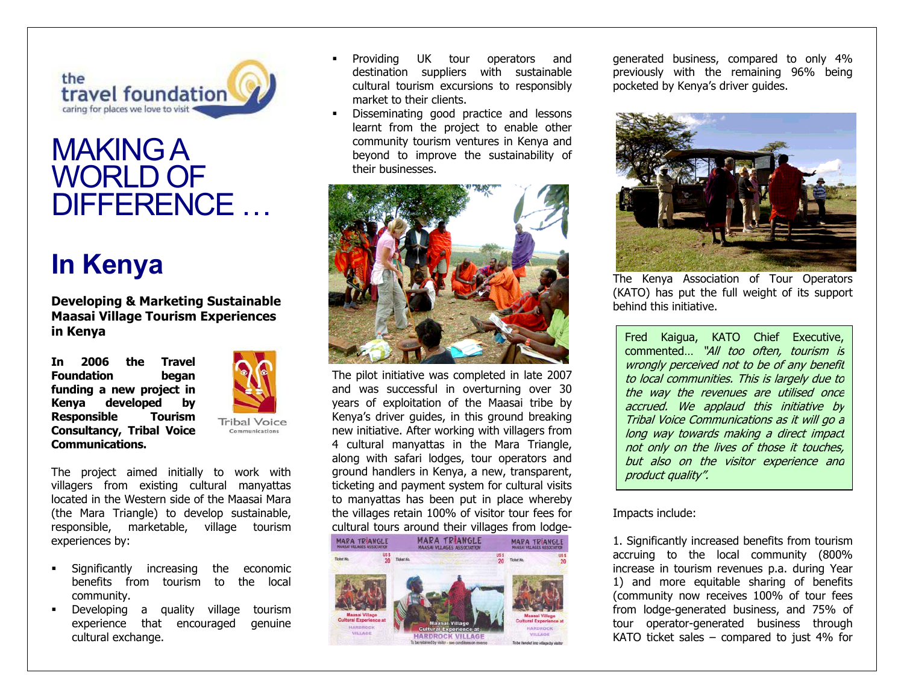# MAKING A WORLD OF DIFFERENCE …

## In Kenya

**Developing & Marketing Sustainable Maasai Village Tourism Experiences in Kenya**

**In 2006 the Travel Foundation began funding a new project in Kenya developed by Responsible Tourism Consultancy, Tribal Voice Communications.**

The project aimed initially to work with villagers from existing cultural manyattas located in the Western side of the Maasai Mara (the Mara Triangle) to develop sustainable, responsible, marketable, village tourism experiences by:

- Significantly increasing the economic benefits from tourism to the local community.
- Developing a quality village tourism experience that encouraged genuine cultural exchange.
- Providing UK tour operators and destination suppliers with sustainable cultural tourism excursions to responsibly market to their clients.
- Disseminating good practice and lessons learnt from the project to enable other community tourism ventures in Kenya and beyond to improve the sustainability of their businesses.

The pilot initiative was completed in late 2007 and was successful in overturning over 30 years of exploitation of the Maasai tribe by Kenya's driver guides, in this ground breaking new initiative. After working with villagers from 4 cultural manyattas in the Mara Triangle, along with safari lodges, tour operators and ground handlers in Kenya, a new, transparent, ticketing and payment system for cultural visits to manyattas has been put in place whereby the villages retain 100% of visitor tour fees for cultural tours around their villages from lodge-generated business, compared to only 4% previously with the remaining 96% being pocketed by Kenya's driver guides.

The Kenya Association of Tour Operators (KATO) has put the full weight of its support behind this initiative.

> Fred Kaigua, KATO Chief Executive, commented… *"All too often, tourism is wrongly perceived not to be of any benefit to local communities. This is largely due to the way the revenues are utilised once accrued. We applaud this initiative by Tribal Voice Communications as it will go a long way towards making a direct impact not only on the lives of those it touches, but also on the visitor experience and product quality".*

Impacts include:

1. Significantly increased benefits from tourism accruing to the local community (800% increase in tourism revenues p.a. during Year 1) and more equitable sharing of benefits (community now receives 100% of tour fees from lodge-generated business, and 75% of tour operator-generated business through KATO ticket sales – compared to just 4% for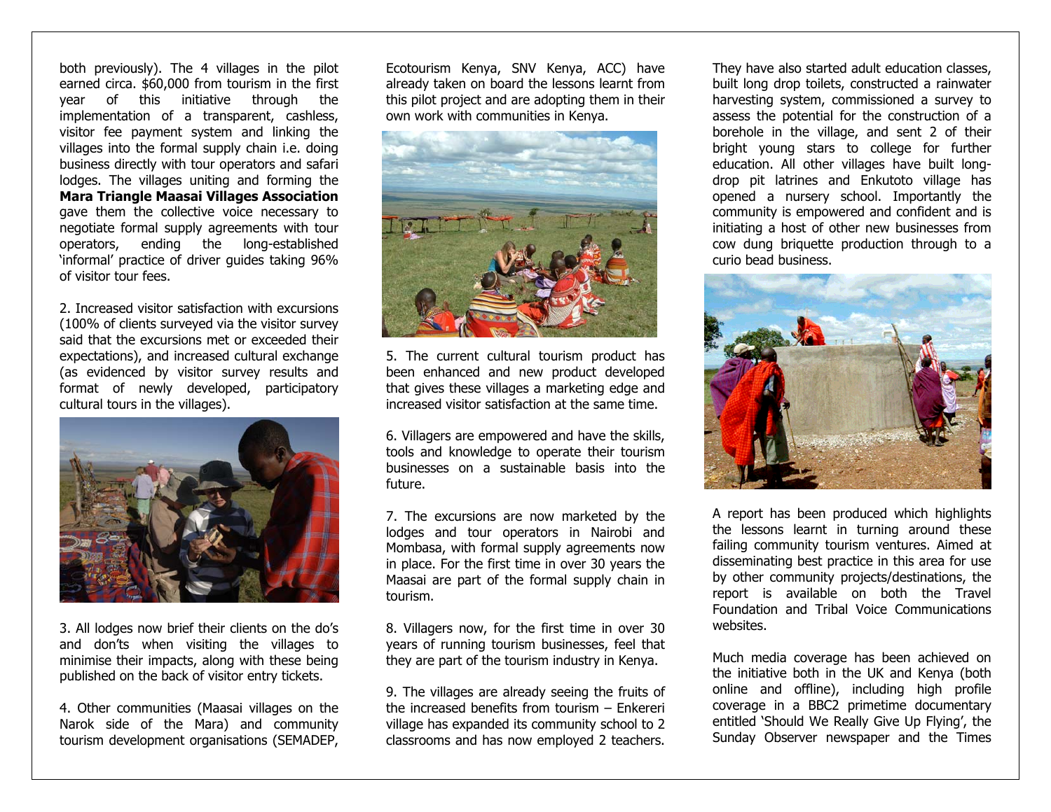both previously). The 4 villages in the pilot earned circa. $60,000 from tourism in the first year of this initiative through the implementation of a transparent, cashless, visitor fee payment system and linking the villages into the formal supply chain i.e. doing business directly with tour operators and safari lodges. The villages uniting and forming the **Mara Triangle Maasai Villages Association** gave them the collective voice necessary to negotiate formal supply agreements with tour operators, ending the long-established 'informal' practice of driver guides taking 96% of visitor tour fees.

2. Increased visitor satisfaction with excursions (100% of clients surveyed via the visitor survey said that the excursions met or exceeded their expectations), and increased cultural exchange (as evidenced by visitor survey results and format of newly developed, participatory cultural tours in the villages).

3. All lodges now brief their clients on the do's and don'ts when visiting the villages to minimise their impacts, along with these being published on the back of visitor entry tickets.

4. Other communities (Maasai villages on the Narok side of the Mara) and community tourism development organisations (SEMADEP, Ecotourism Kenya, SNV Kenya, ACC) have already taken on board the lessons learnt from this pilot project and are adopting them in their own work with communities in Kenya.

5. The current cultural tourism product has been enhanced and new product developed that gives these villages a marketing edge and increased visitor satisfaction at the same time.

6. Villagers are empowered and have the skills, tools and knowledge to operate their tourism businesses on a sustainable basis into the future.

7. The excursions are now marketed by the lodges and tour operators in Nairobi and Mombasa, with formal supply agreements now in place. For the first time in over 30 years the Maasai are part of the formal supply chain in tourism.

8. Villagers now, for the first time in over 30 years of running tourism businesses, feel that they are part of the tourism industry in Kenya.

9. The villages are already seeing the fruits of the increased benefits from tourism – Enkereri village has expanded its community school to 2 classrooms and has now employed 2 teachers. They have also started adult education classes, built long drop toilets, constructed a rainwater harvesting system, commissioned a survey to assess the potential for the construction of a borehole in the village, and sent 2 of their bright young stars to college for further education. All other villages have built long-drop pit latrines and Enkutoto village has opened a nursery school. Importantly the community is empowered and confident and is initiating a host of other new businesses from cow dung briquette production through to a curio bead business.

A report has been produced which highlights the lessons learnt in turning around these failing community tourism ventures. Aimed at disseminating best practice in this area for use by other community projects/destinations, the report is available on both the Travel Foundation and Tribal Voice Communications websites.

Much media coverage has been achieved on the initiative both in the UK and Kenya (both online and offline), including high profile coverage in a BBC2 primetime documentary entitled 'Should We Really Give Up Flying', the Sunday Observer newspaper and the Times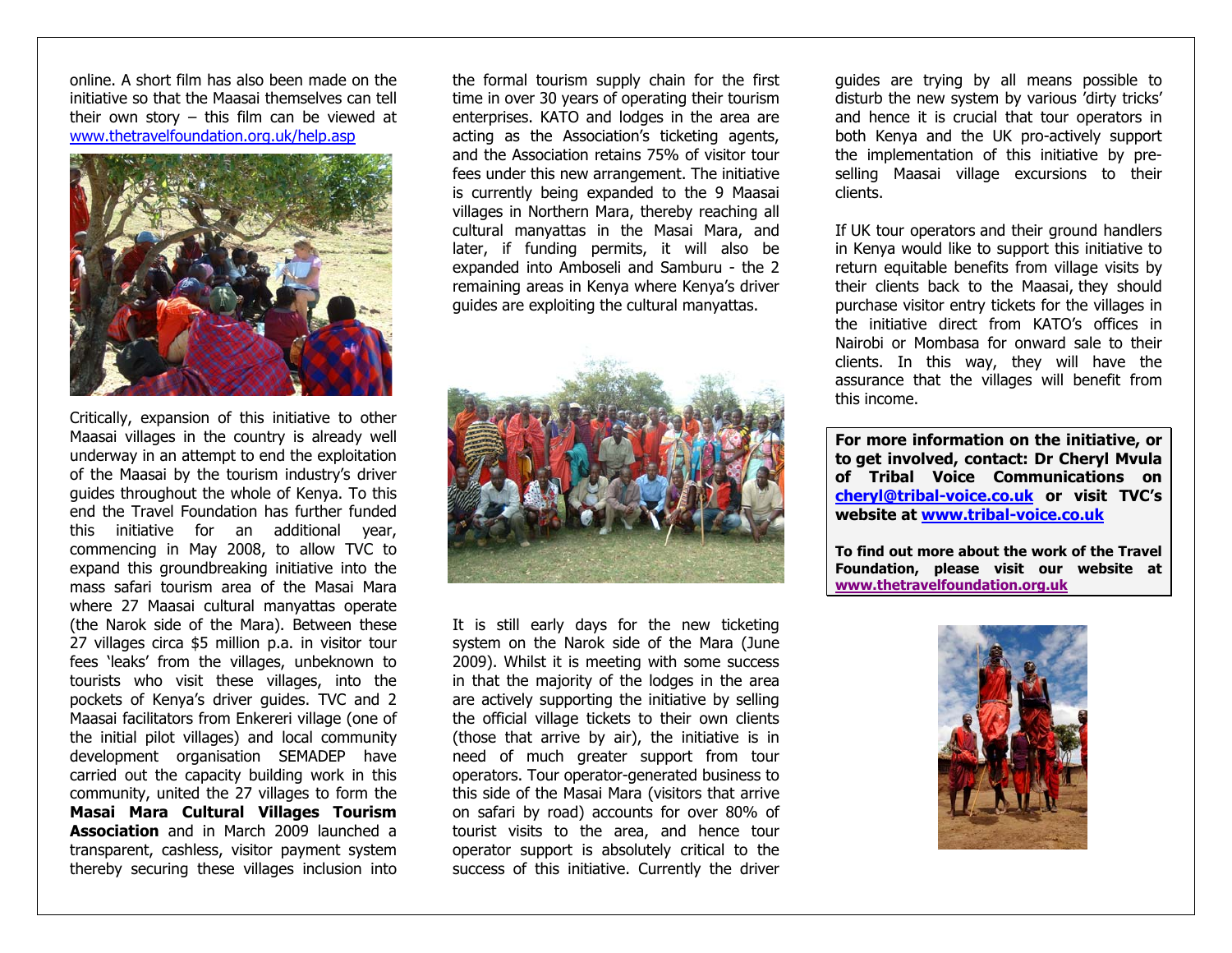online. A short film has also been made on the initiative so that the Maasai themselves can tell their own story – this film can be viewed at www.thetravelfoundation.org.uk/help.asp

Critically, expansion of this initiative to other Maasai villages in the country is already well underway in an attempt to end the exploitation of the Maasai by the tourism industry's driver guides throughout the whole of Kenya. To this end the Travel Foundation has further funded this initiative for an additional year, commencing in May 2008, to allow TVC to expand this groundbreaking initiative into the mass safari tourism area of the Masai Mara where 27 Maasai cultural manyattas operate (the Narok side of the Mara). Between these 27 villages circa $5 million p.a. in visitor tour fees 'leaks' from the villages, unbeknown to tourists who visit these villages, into the pockets of Kenya's driver guides. TVC and 2 Maasai facilitators from Enkereri village (one of the initial pilot villages) and local community development organisation SEMADEP have carried out the capacity building work in this community, united the 27 villages to form the **Masai Mara Cultural Villages Tourism Association** and in March 2009 launched a transparent, cashless, visitor payment system thereby securing these villages inclusion into the formal tourism supply chain for the first time in over 30 years of operating their tourism enterprises. KATO and lodges in the area are acting as the Association's ticketing agents, and the Association retains 75% of visitor tour fees under this new arrangement. The initiative is currently being expanded to the 9 Maasai villages in Northern Mara, thereby reaching all cultural manyattas in the Masai Mara, and later, if funding permits, it will also be expanded into Amboseli and Samburu - the 2 remaining areas in Kenya where Kenya's driver guides are exploiting the cultural manyattas.

It is still early days for the new ticketing system on the Narok side of the Mara (June 2009). Whilst it is meeting with some success in that the majority of the lodges in the area are actively supporting the initiative by selling the official village tickets to their own clients (those that arrive by air), the initiative is in need of much greater support from tour operators. Tour operator-generated business to this side of the Masai Mara (visitors that arrive on safari by road) accounts for over 80% of tourist visits to the area, and hence tour operator support is absolutely critical to the success of this initiative. Currently the driver guides are trying by all means possible to disturb the new system by various 'dirty tricks' and hence it is crucial that tour operators in both Kenya and the UK pro-actively support the implementation of this initiative by pre-selling Maasai village excursions to their clients.

If UK tour operators and their ground handlers in Kenya would like to support this initiative to return equitable benefits from village visits by their clients back to the Maasai, they should purchase visitor entry tickets for the villages in the initiative direct from KATO's offices in Nairobi or Mombasa for onward sale to their clients. In this way, they will have the assurance that the villages will benefit from this income.

**For more information on the initiative, or to get involved, contact: Dr Cheryl Mvula of Tribal Voice Communications on cheryl@tribal-voice.co.uk or visit TVC's website at www.tribal-voice.co.uk**

**To find out more about the work of the Travel Foundation, please visit our website at www.thetravelfoundation.org.uk**